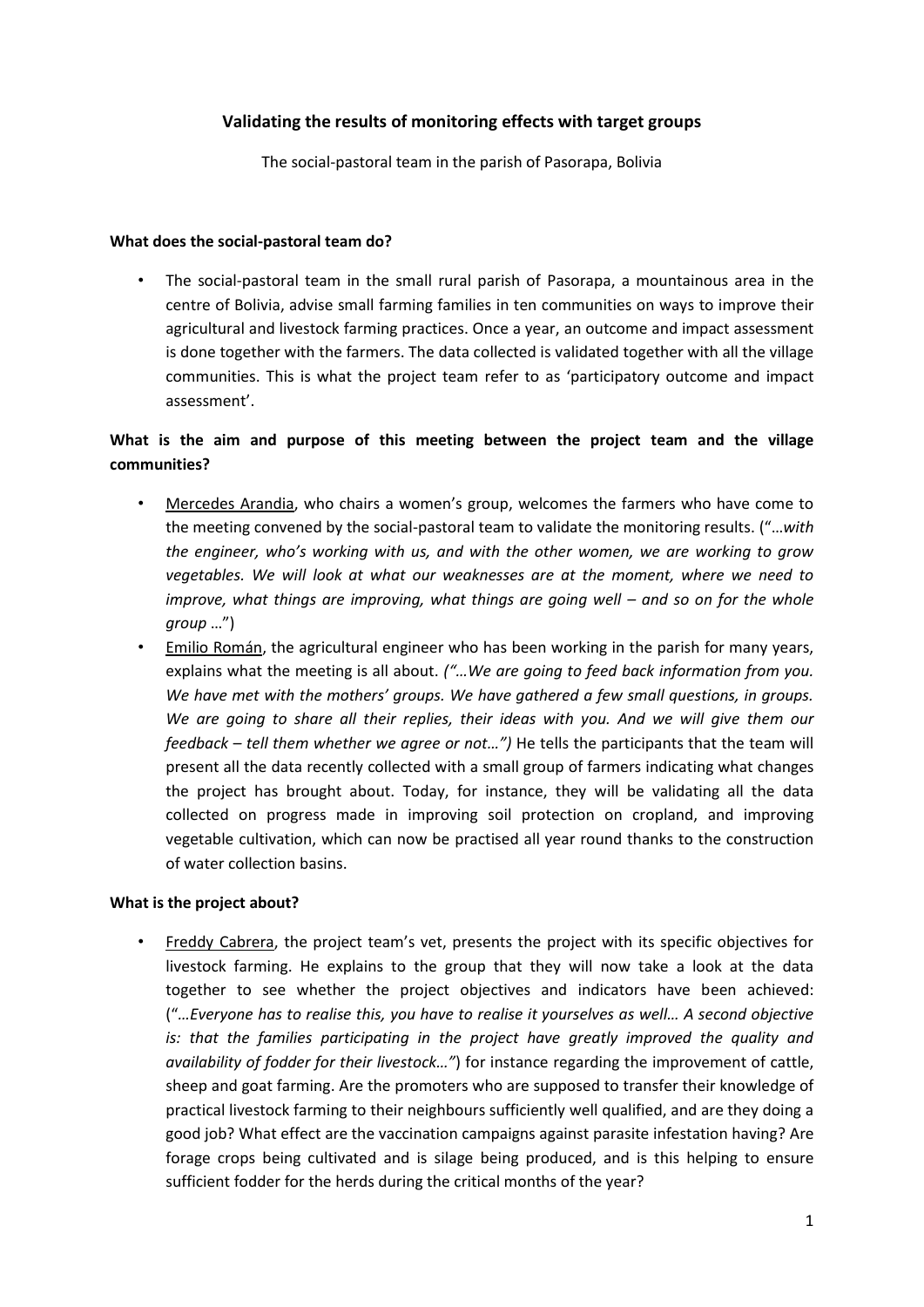## Validating the results of monitoring effects with target groups

The social-pastoral team in the parish of Pasorapa, Bolivia

### What does the social-pastoral team do?

- The social-pastoral team in the small rural parish of Pasorapa, a mountainous area in the centre of Bolivia, advise small farming families in ten communities on ways to improve their agricultural and livestock farming practices. Once a year, an outcome and impact assessment is done together with the farmers. The data collected is validated together with all the village communities. This is what the project team refer to as 'participatory outcome and impact assessment'.

### What is the aim and purpose of this meeting between the project team and the village communities?

- Mercedes Arandia, who chairs a women's group, welcomes the farmers who have come to the meeting convened by the social-pastoral team to validate the monitoring results. ("…*with the engineer, who's working with us, and with the other women, we are working to grow vegetables. We will look at what our weaknesses are at the moment, where we need to improve, what things are improving, what things are going well – and so on for the whole group* …")
- Emilio Román, the agricultural engineer who has been working in the parish for many years, explains what the meeting is all about. *("…We are going to feed back information from you. We have met with the mothers' groups. We have gathered a few small questions, in groups. We are going to share all their replies, their ideas with you. And we will give them our feedback – tell them whether we agree or not…")* He tells the participants that the team will present all the data recently collected with a small group of farmers indicating what changes the project has brought about. Today, for instance, they will be validating all the data collected on progress made in improving soil protection on cropland, and improving vegetable cultivation, which can now be practised all year round thanks to the construction of water collection basins.

### What is the project about?

- Freddy Cabrera, the project team's vet, presents the project with its specific objectives for livestock farming. He explains to the group that they will now take a look at the data together to see whether the project objectives and indicators have been achieved: ("*…Everyone has to realise this, you have to realise it yourselves as well… A second objective is: that the families participating in the project have greatly improved the quality and availability of fodder for their livestock…"*) for instance regarding the improvement of cattle, sheep and goat farming. Are the promoters who are supposed to transfer their knowledge of practical livestock farming to their neighbours sufficiently well qualified, and are they doing a good job? What effect are the vaccination campaigns against parasite infestation having? Are forage crops being cultivated and is silage being produced, and is this helping to ensure sufficient fodder for the herds during the critical months of the year?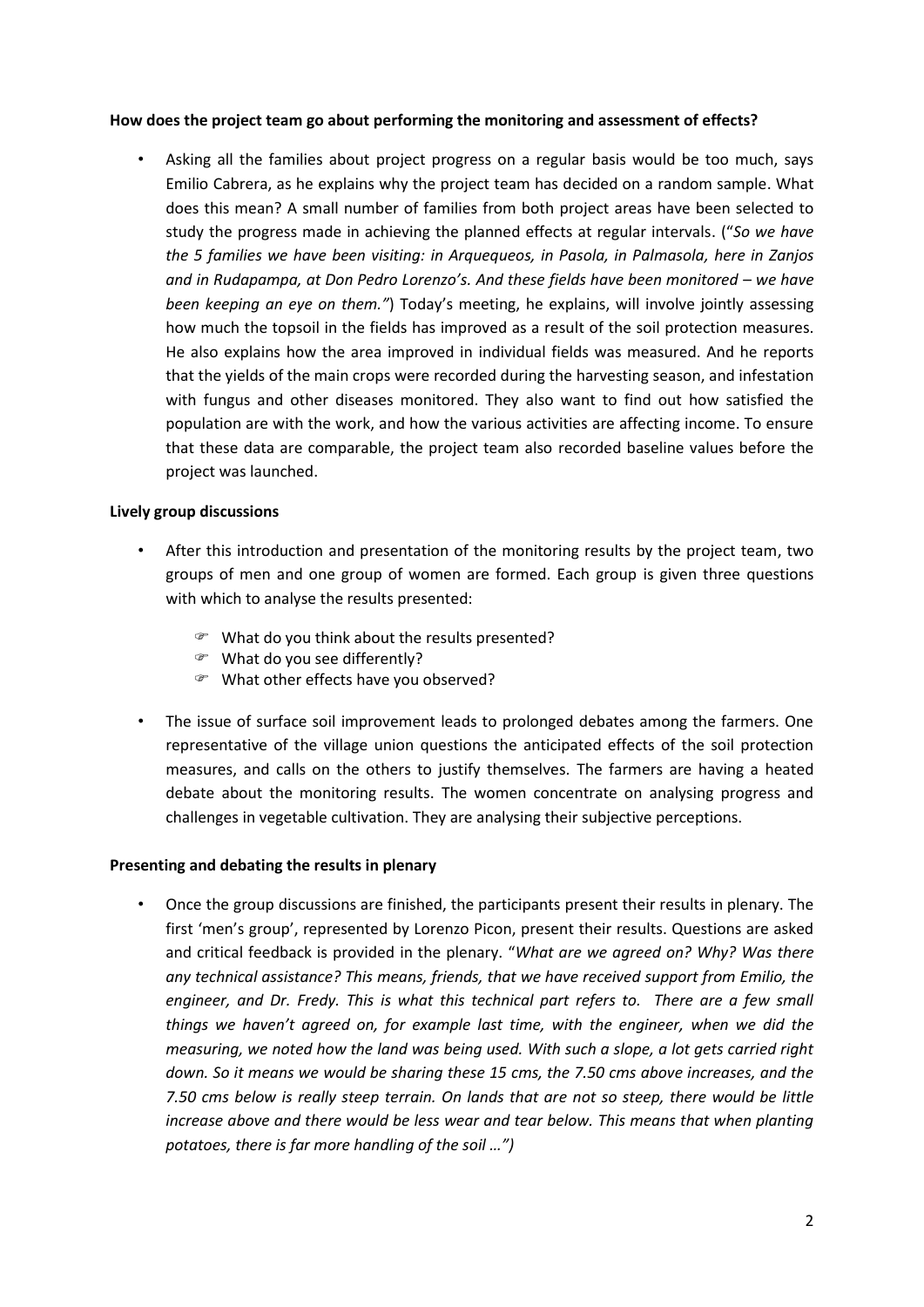**How does the project team go about performing the monitoring and assessment of effects?**

- Asking all the families about project progress on a regular basis would be too much, says Emilio Cabrera, as he explains why the project team has decided on a random sample. What does this mean? A small number of families from both project areas have been selected to study the progress made in achieving the planned effects at regular intervals. ("*So we have the 5 families we have been visiting: in Arquequeos, in Pasola, in Palmasola, here in Zanjos and in Rudapampa, at Don Pedro Lorenzo's. And these fields have been monitored – we have been keeping an eye on them."*) Today's meeting, he explains, will involve jointly assessing how much the topsoil in the fields has improved as a result of the soil protection measures. He also explains how the area improved in individual fields was measured. And he reports that the yields of the main crops were recorded during the harvesting season, and infestation with fungus and other diseases monitored. They also want to find out how satisfied the population are with the work, and how the various activities are affecting income. To ensure that these data are comparable, the project team also recorded baseline values before the project was launched.

**Lively group discussions**

- After this introduction and presentation of the monitoring results by the project team, two groups of men and one group of women are formed. Each group is given three questions with which to analyse the results presented:
  - What do you think about the results presented?
  - What do you see differently?
  - What other effects have you observed?

- The issue of surface soil improvement leads to prolonged debates among the farmers. One representative of the village union questions the anticipated effects of the soil protection measures, and calls on the others to justify themselves. The farmers are having a heated debate about the monitoring results. The women concentrate on analysing progress and challenges in vegetable cultivation. They are analysing their subjective perceptions.

**Presenting and debating the results in plenary**

- Once the group discussions are finished, the participants present their results in plenary. The first 'men's group', represented by Lorenzo Picon, present their results. Questions are asked and critical feedback is provided in the plenary. "*What are we agreed on? Why? Was there any technical assistance? This means, friends, that we have received support from Emilio, the engineer, and Dr. Fredy. This is what this technical part refers to. There are a few small things we haven't agreed on, for example last time, with the engineer, when we did the measuring, we noted how the land was being used. With such a slope, a lot gets carried right down. So it means we would be sharing these 15 cms, the 7.50 cms above increases, and the 7.50 cms below is really steep terrain. On lands that are not so steep, there would be little increase above and there would be less wear and tear below. This means that when planting potatoes, there is far more handling of the soil …")*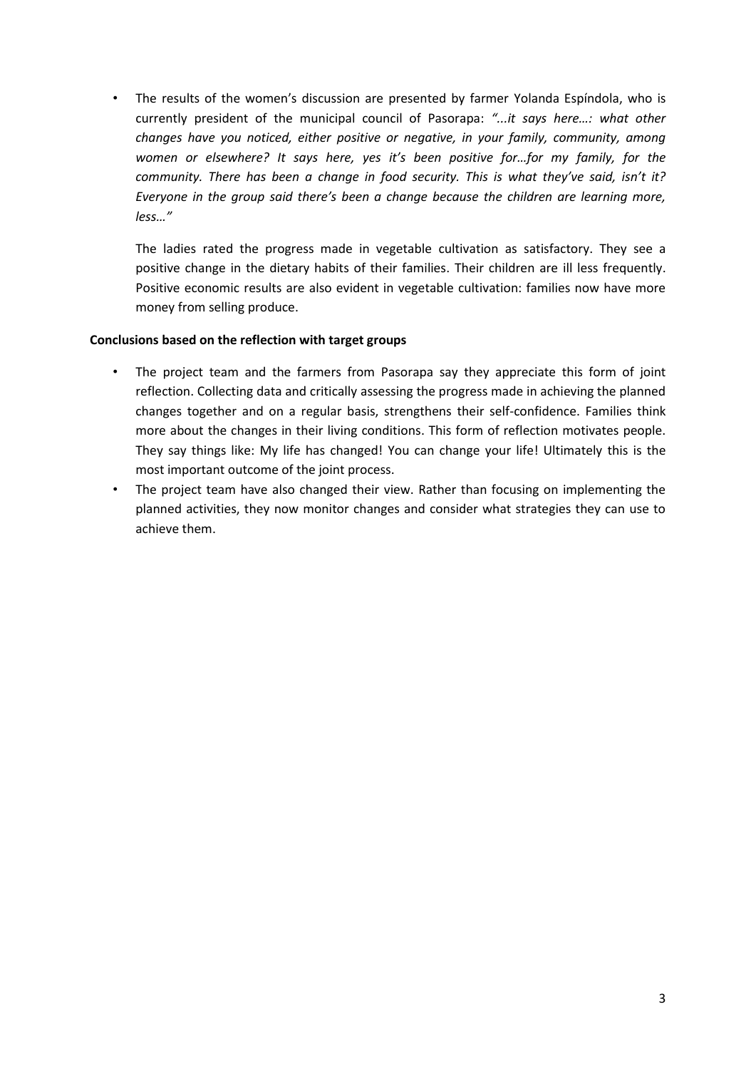- The results of the women's discussion are presented by farmer Yolanda Espíndola, who is currently president of the municipal council of Pasorapa: *"...it says here…: what other changes have you noticed, either positive or negative, in your family, community, among women or elsewhere? It says here, yes it's been positive for…for my family, for the community. There has been a change in food security. This is what they've said, isn't it? Everyone in the group said there's been a change because the children are learning more, less…"*

  The ladies rated the progress made in vegetable cultivation as satisfactory. They see a positive change in the dietary habits of their families. Their children are ill less frequently. Positive economic results are also evident in vegetable cultivation: families now have more money from selling produce.

**Conclusions based on the reflection with target groups**

- The project team and the farmers from Pasorapa say they appreciate this form of joint reflection. Collecting data and critically assessing the progress made in achieving the planned changes together and on a regular basis, strengthens their self-confidence. Families think more about the changes in their living conditions. This form of reflection motivates people. They say things like: My life has changed! You can change your life! Ultimately this is the most important outcome of the joint process.
- The project team have also changed their view. Rather than focusing on implementing the planned activities, they now monitor changes and consider what strategies they can use to achieve them.